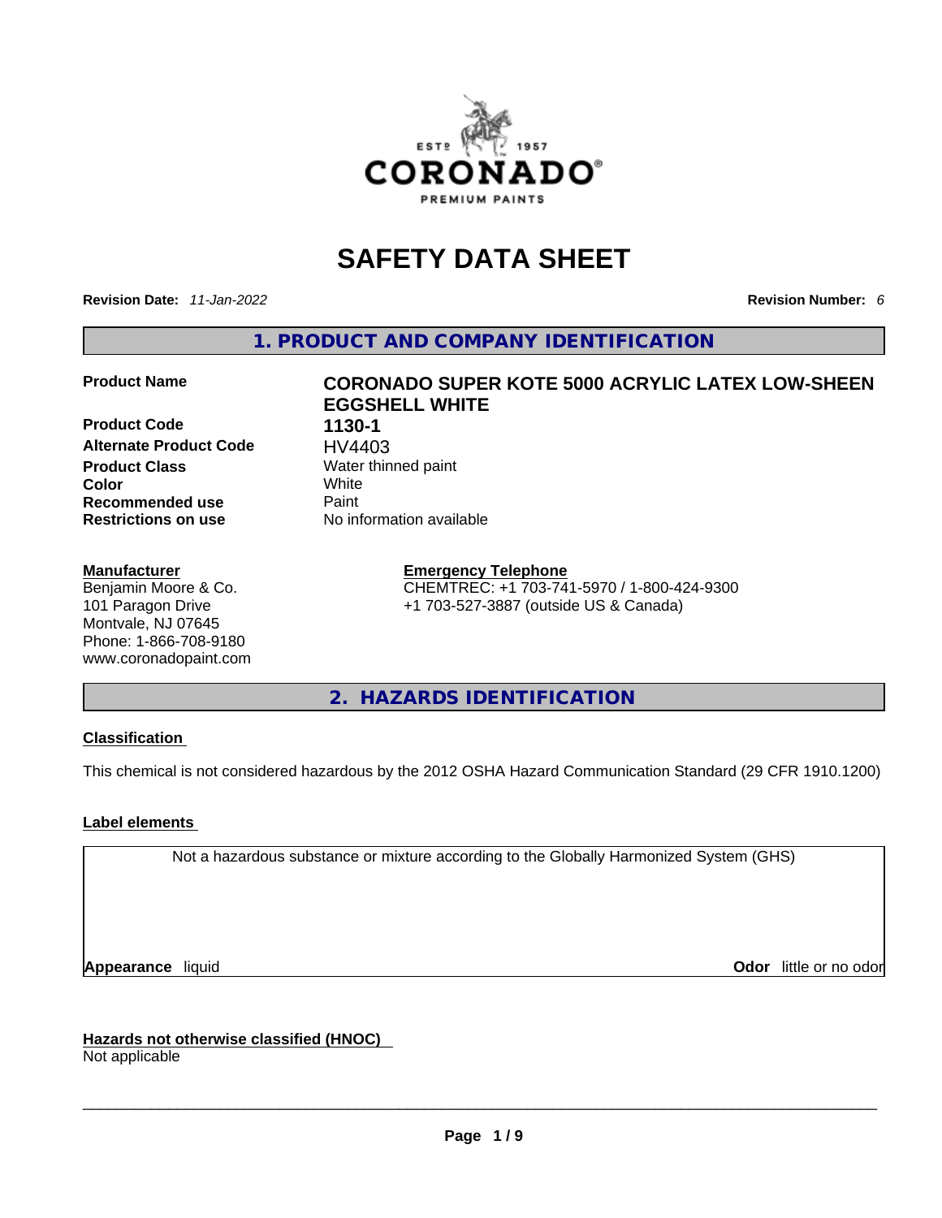# SAFETY DATA SHEET

**Revision Date:** *11-Jan-2022* **Revision Number:** *6*

## 1. PRODUCT AND COMPANY IDENTIFICATION

| | |
|---|---|
| **Product Name** | **CORONADO SUPER KOTE 5000 ACRYLIC LATEX LOW-SHEEN EGGSHELL WHITE** |
| **Product Code** | **1130-1** |
| **Alternate Product Code** | HV4403 |
| **Product Class** | Water thinned paint |
| **Color** | White |
| **Recommended use** | Paint |
| **Restrictions on use** | No information available |

**Manufacturer**
Benjamin Moore & Co.
101 Paragon Drive
Montvale, NJ 07645
Phone: 1-866-708-9180
www.coronadopaint.com

**Emergency Telephone**
CHEMTREC: +1 703-741-5970 / 1-800-424-9300
+1 703-527-3887 (outside US & Canada)

## 2. HAZARDS IDENTIFICATION

**Classification**

This chemical is not considered hazardous by the 2012 OSHA Hazard Communication Standard (29 CFR 1910.1200)

**Label elements**

Not a hazardous substance or mixture according to the Globally Harmonized System (GHS)

**Appearance** liquid **Odor** little or no odor

**Hazards not otherwise classified (HNOC)**
Not applicable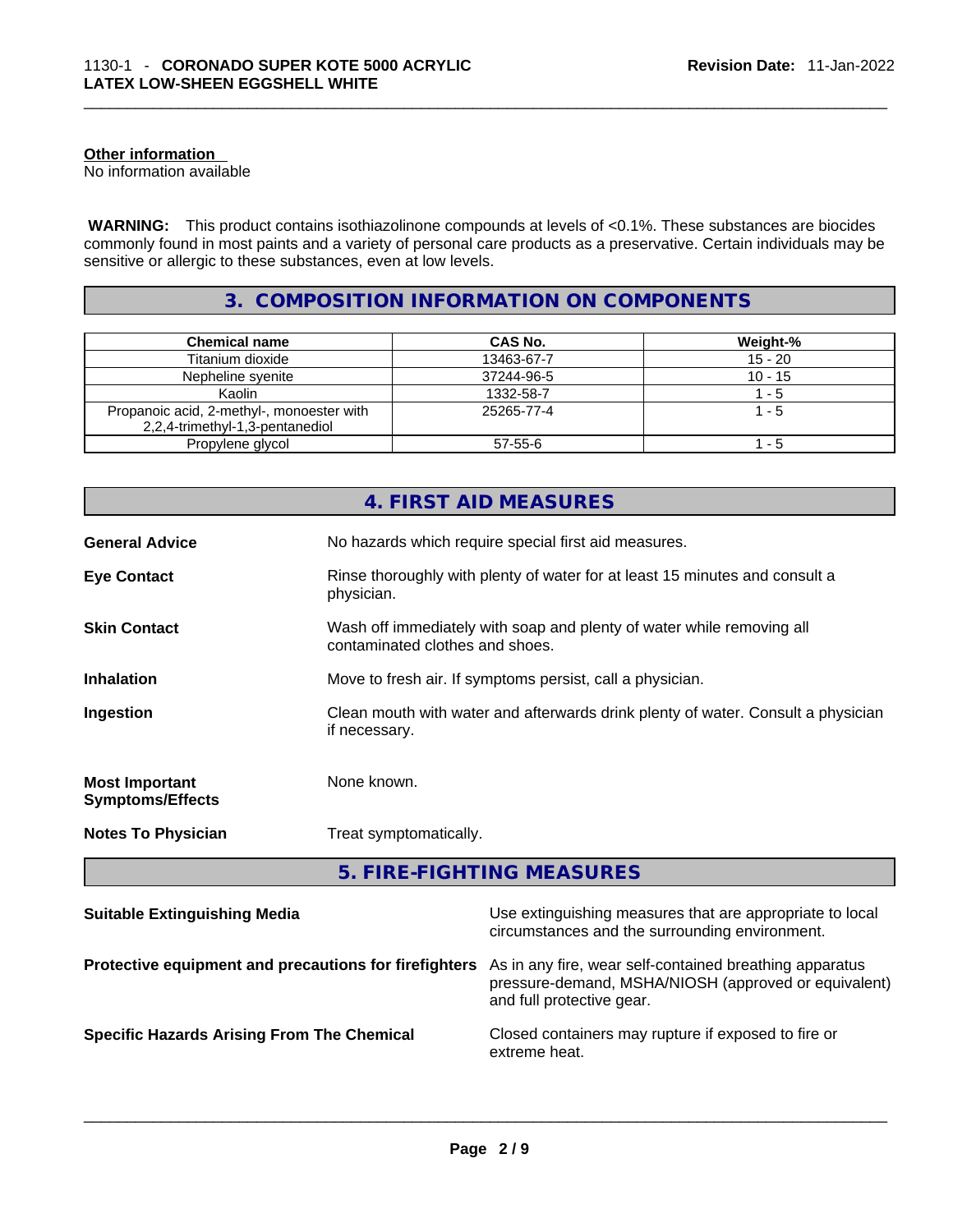**Other information**
No information available

**WARNING:** This product contains isothiazolinone compounds at levels of <0.1%. These substances are biocides commonly found in most paints and a variety of personal care products as a preservative. Certain individuals may be sensitive or allergic to these substances, even at low levels.

## 3. COMPOSITION INFORMATION ON COMPONENTS

| Chemical name | CAS No. | Weight-% |
|---|---|---|
| Titanium dioxide | 13463-67-7 | 15 - 20 |
| Nepheline syenite | 37244-96-5 | 10 - 15 |
| Kaolin | 1332-58-7 | 1 - 5 |
| Propanoic acid, 2-methyl-, monoester with 2,2,4-trimethyl-1,3-pentanediol | 25265-77-4 | 1 - 5 |
| Propylene glycol | 57-55-6 | 1 - 5 |

## 4. FIRST AID MEASURES

**General Advice** No hazards which require special first aid measures.

**Eye Contact** Rinse thoroughly with plenty of water for at least 15 minutes and consult a physician.

**Skin Contact** Wash off immediately with soap and plenty of water while removing all contaminated clothes and shoes.

**Inhalation** Move to fresh air. If symptoms persist, call a physician.

**Ingestion** Clean mouth with water and afterwards drink plenty of water. Consult a physician if necessary.

**Most Important Symptoms/Effects** None known.

**Notes To Physician** Treat symptomatically.

## 5. FIRE-FIGHTING MEASURES

**Suitable Extinguishing Media** Use extinguishing measures that are appropriate to local circumstances and the surrounding environment.

**Protective equipment and precautions for firefighters** As in any fire, wear self-contained breathing apparatus pressure-demand, MSHA/NIOSH (approved or equivalent) and full protective gear.

**Specific Hazards Arising From The Chemical** Closed containers may rupture if exposed to fire or extreme heat.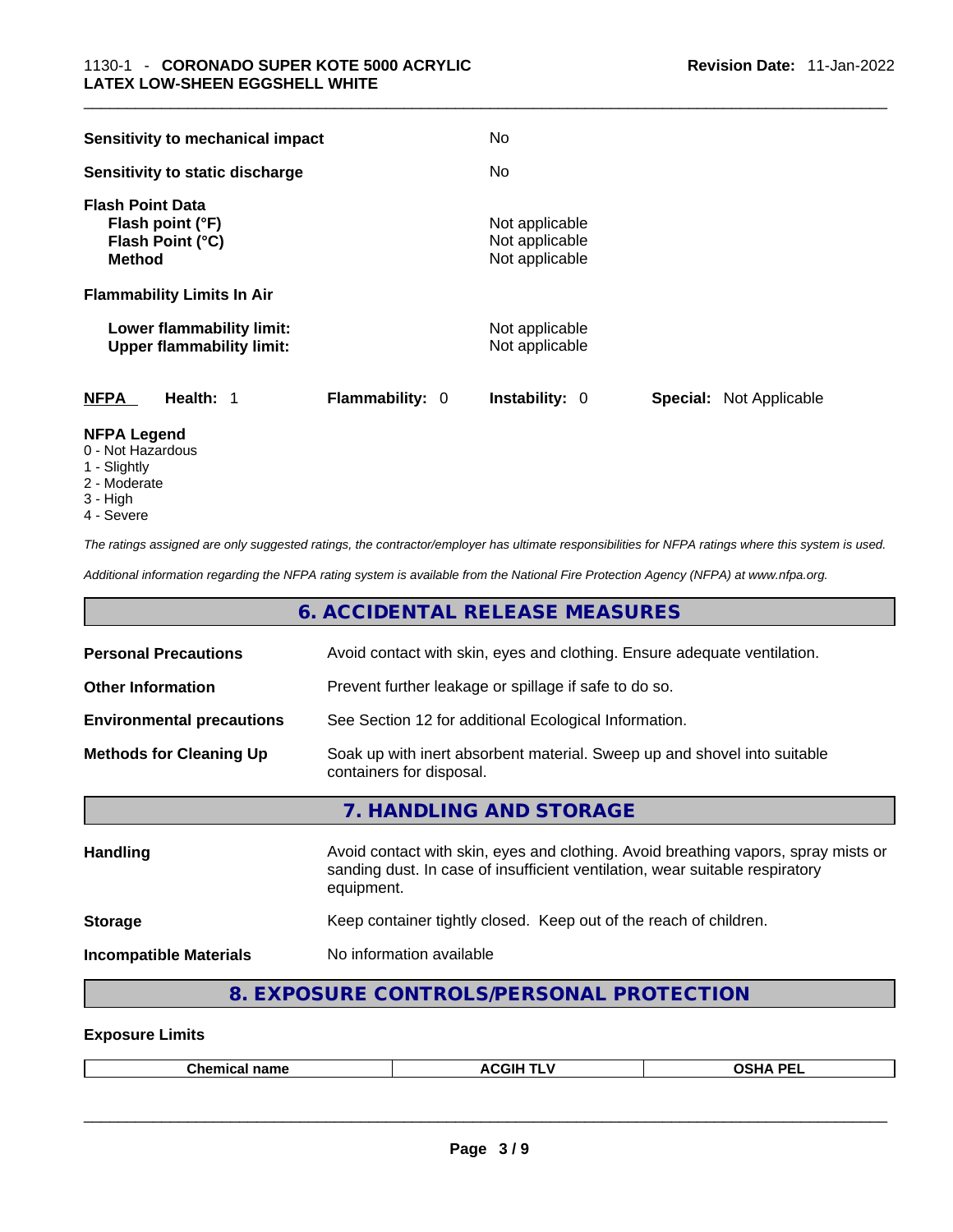| | |
|---|---|
| **Sensitivity to mechanical impact** | No |
| **Sensitivity to static discharge** | No |
| **Flash Point Data** | |
| **Flash point (°F)** | Not applicable |
| **Flash Point (°C)** | Not applicable |
| **Method** | Not applicable |
| **Flammability Limits In Air** | |
| **Lower flammability limit:** | Not applicable |
| **Upper flammability limit:** | Not applicable |

**NFPA** **Health:** 1 **Flammability:** 0 **Instability:** 0 **Special:** Not Applicable

**NFPA Legend**
- 0 - Not Hazardous
- 1 - Slightly
- 2 - Moderate
- 3 - High
- 4 - Severe

*The ratings assigned are only suggested ratings, the contractor/employer has ultimate responsibilities for NFPA ratings where this system is used.*

*Additional information regarding the NFPA rating system is available from the National Fire Protection Agency (NFPA) at www.nfpa.org.*

## 6. ACCIDENTAL RELEASE MEASURES

| | |
|---|---|
| **Personal Precautions** | Avoid contact with skin, eyes and clothing. Ensure adequate ventilation. |
| **Other Information** | Prevent further leakage or spillage if safe to do so. |
| **Environmental precautions** | See Section 12 for additional Ecological Information. |
| **Methods for Cleaning Up** | Soak up with inert absorbent material. Sweep up and shovel into suitable containers for disposal. |

## 7. HANDLING AND STORAGE

| | |
|---|---|
| **Handling** | Avoid contact with skin, eyes and clothing. Avoid breathing vapors, spray mists or sanding dust. In case of insufficient ventilation, wear suitable respiratory equipment. |
| **Storage** | Keep container tightly closed. Keep out of the reach of children. |
| **Incompatible Materials** | No information available |

## 8. EXPOSURE CONTROLS/PERSONAL PROTECTION

### Exposure Limits

| Chemical name | ACGIH TLV | OSHA PEL |
|---|---|---|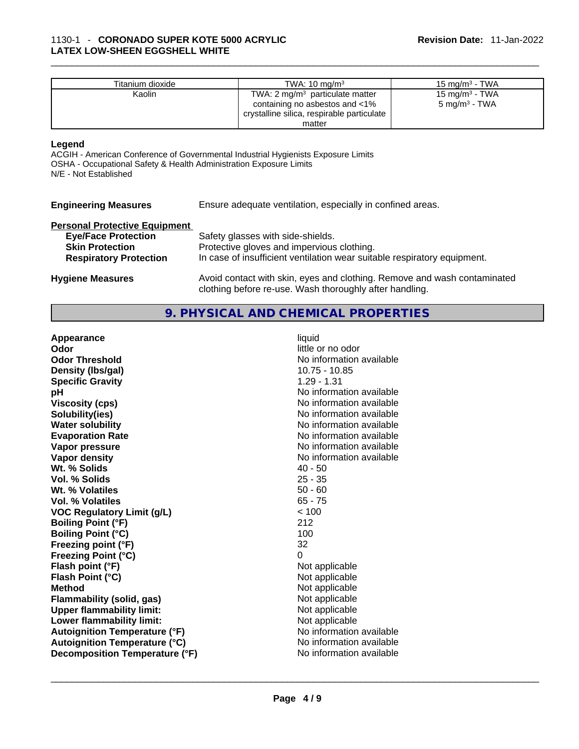| Titanium dioxide | TWA: 10 mg/m³ | 15 mg/m³ - TWA |
|---|---|---|
| Kaolin | TWA: 2 mg/m³ particulate matter containing no asbestos and <1% crystalline silica, respirable particulate matter | 15 mg/m³ - TWA<br>5 mg/m³ - TWA |

**Legend**

ACGIH - American Conference of Governmental Industrial Hygienists Exposure Limits
OSHA - Occupational Safety & Health Administration Exposure Limits
N/E - Not Established

**Engineering Measures** Ensure adequate ventilation, especially in confined areas.

**Personal Protective Equipment**

**Eye/Face Protection** Safety glasses with side-shields.
**Skin Protection** Protective gloves and impervious clothing.
**Respiratory Protection** In case of insufficient ventilation wear suitable respiratory equipment.

**Hygiene Measures** Avoid contact with skin, eyes and clothing. Remove and wash contaminated clothing before re-use. Wash thoroughly after handling.

## 9. PHYSICAL AND CHEMICAL PROPERTIES

| Property | Value |
|---|---|
| **Appearance** | liquid |
| **Odor** | little or no odor |
| **Odor Threshold** | No information available |
| **Density (lbs/gal)** | 10.75 - 10.85 |
| **Specific Gravity** | 1.29 - 1.31 |
| **pH** | No information available |
| **Viscosity (cps)** | No information available |
| **Solubility(ies)** | No information available |
| **Water solubility** | No information available |
| **Evaporation Rate** | No information available |
| **Vapor pressure** | No information available |
| **Vapor density** | No information available |
| **Wt. % Solids** | 40 - 50 |
| **Vol. % Solids** | 25 - 35 |
| **Wt. % Volatiles** | 50 - 60 |
| **Vol. % Volatiles** | 65 - 75 |
| **VOC Regulatory Limit (g/L)** | < 100 |
| **Boiling Point (°F)** | 212 |
| **Boiling Point (°C)** | 100 |
| **Freezing point (°F)** | 32 |
| **Freezing Point (°C)** | 0 |
| **Flash point (°F)** | Not applicable |
| **Flash Point (°C)** | Not applicable |
| **Method** | Not applicable |
| **Flammability (solid, gas)** | Not applicable |
| **Upper flammability limit:** | Not applicable |
| **Lower flammability limit:** | Not applicable |
| **Autoignition Temperature (°F)** | No information available |
| **Autoignition Temperature (°C)** | No information available |
| **Decomposition Temperature (°F)** | No information available |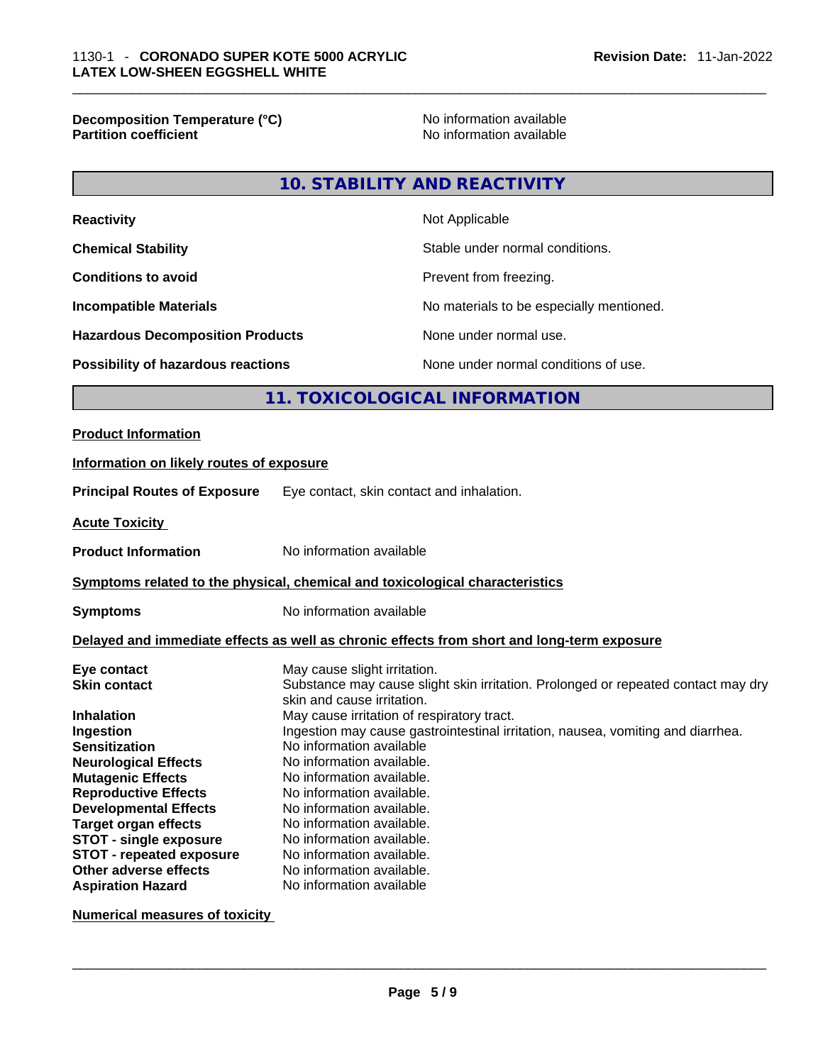| | |
|---|---|
| **Decomposition Temperature (°C)** | No information available |
| **Partition coefficient** | No information available |

## 10. STABILITY AND REACTIVITY

| | |
|---|---|
| **Reactivity** | Not Applicable |
| **Chemical Stability** | Stable under normal conditions. |
| **Conditions to avoid** | Prevent from freezing. |
| **Incompatible Materials** | No materials to be especially mentioned. |
| **Hazardous Decomposition Products** | None under normal use. |
| **Possibility of hazardous reactions** | None under normal conditions of use. |

## 11. TOXICOLOGICAL INFORMATION

**Product Information**

**Information on likely routes of exposure**

**Principal Routes of Exposure** Eye contact, skin contact and inhalation.

**Acute Toxicity**

**Product Information** No information available

**Symptoms related to the physical, chemical and toxicological characteristics**

**Symptoms** No information available

**Delayed and immediate effects as well as chronic effects from short and long-term exposure**

| | |
|---|---|
| **Eye contact** | May cause slight irritation. |
| **Skin contact** | Substance may cause slight skin irritation. Prolonged or repeated contact may dry skin and cause irritation. |
| **Inhalation** | May cause irritation of respiratory tract. |
| **Ingestion** | Ingestion may cause gastrointestinal irritation, nausea, vomiting and diarrhea. |
| **Sensitization** | No information available |
| **Neurological Effects** | No information available. |
| **Mutagenic Effects** | No information available. |
| **Reproductive Effects** | No information available. |
| **Developmental Effects** | No information available. |
| **Target organ effects** | No information available. |
| **STOT - single exposure** | No information available. |
| **STOT - repeated exposure** | No information available. |
| **Other adverse effects** | No information available. |
| **Aspiration Hazard** | No information available |

**Numerical measures of toxicity**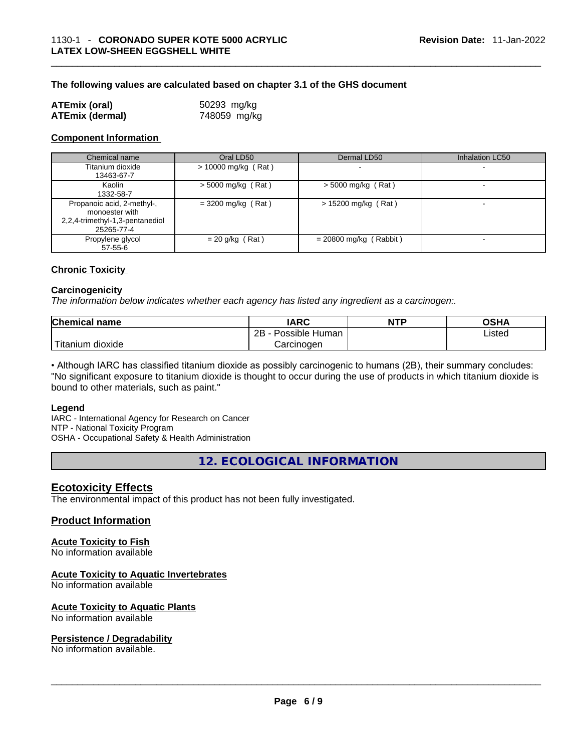**The following values are calculated based on chapter 3.1 of the GHS document**

| | |
|---|---|
| **ATEmix (oral)** | 50293 mg/kg |
| **ATEmix (dermal)** | 748059 mg/kg |

## Component Information

| Chemical name | Oral LD50 | Dermal LD50 | Inhalation LC50 |
|---|---|---|---|
| Titanium dioxide<br>13463-67-7 | > 10000 mg/kg ( Rat ) | - | - |
| Kaolin<br>1332-58-7 | > 5000 mg/kg ( Rat ) | > 5000 mg/kg ( Rat ) | - |
| Propanoic acid, 2-methyl-, monoester with 2,2,4-trimethyl-1,3-pentanediol<br>25265-77-4 | = 3200 mg/kg ( Rat ) | > 15200 mg/kg ( Rat ) | - |
| Propylene glycol<br>57-55-6 | = 20 g/kg ( Rat ) | = 20800 mg/kg ( Rabbit ) | - |

## Chronic Toxicity

### Carcinogenicity

*The information below indicates whether each agency has listed any ingredient as a carcinogen:.*

| Chemical name | IARC | NTP | OSHA |
|---|---|---|---|
| Titanium dioxide | 2B - Possible Human Carcinogen | | Listed |

• Although IARC has classified titanium dioxide as possibly carcinogenic to humans (2B), their summary concludes: "No significant exposure to titanium dioxide is thought to occur during the use of products in which titanium dioxide is bound to other materials, such as paint."

### Legend

IARC - International Agency for Research on Cancer
NTP - National Toxicity Program
OSHA - Occupational Safety & Health Administration

# 12. ECOLOGICAL INFORMATION

## Ecotoxicity Effects

The environmental impact of this product has not been fully investigated.

## Product Information

### Acute Toxicity to Fish

No information available

### Acute Toxicity to Aquatic Invertebrates

No information available

### Acute Toxicity to Aquatic Plants

No information available

### Persistence / Degradability

No information available.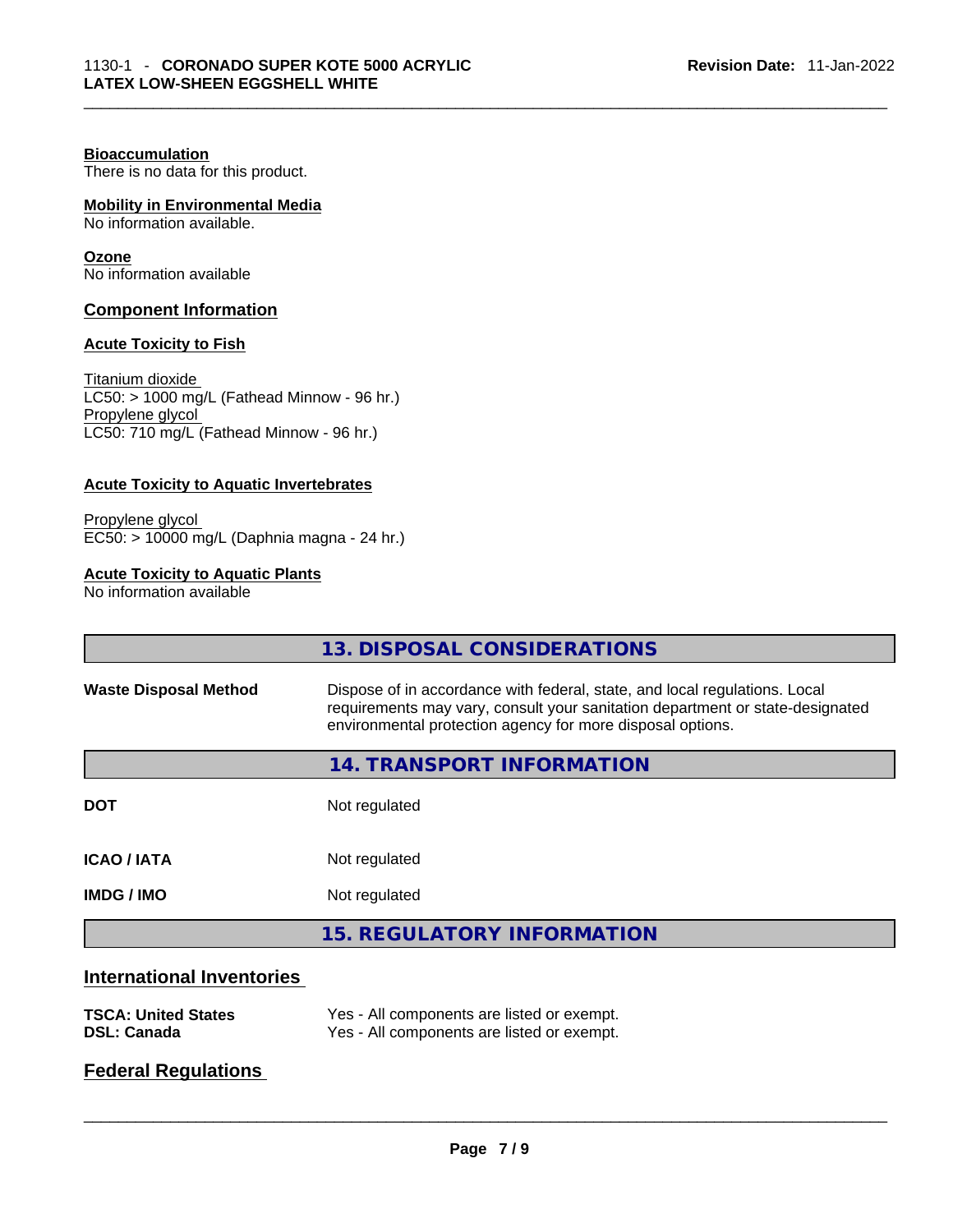**Bioaccumulation**
There is no data for this product.

**Mobility in Environmental Media**
No information available.

**Ozone**
No information available

## Component Information

**Acute Toxicity to Fish**

Titanium dioxide
LC50: > 1000 mg/L (Fathead Minnow - 96 hr.)
Propylene glycol
LC50: 710 mg/L (Fathead Minnow - 96 hr.)

**Acute Toxicity to Aquatic Invertebrates**

Propylene glycol
EC50: > 10000 mg/L (Daphnia magna - 24 hr.)

**Acute Toxicity to Aquatic Plants**
No information available

## 13. DISPOSAL CONSIDERATIONS

| | |
|---|---|
| **Waste Disposal Method** | Dispose of in accordance with federal, state, and local regulations. Local requirements may vary, consult your sanitation department or state-designated environmental protection agency for more disposal options. |

## 14. TRANSPORT INFORMATION

| | |
|---|---|
| **DOT** | Not regulated |
| **ICAO / IATA** | Not regulated |
| **IMDG / IMO** | Not regulated |

## 15. REGULATORY INFORMATION

## International Inventories

| | |
|---|---|
| **TSCA: United States** | Yes - All components are listed or exempt. |
| **DSL: Canada** | Yes - All components are listed or exempt. |

## Federal Regulations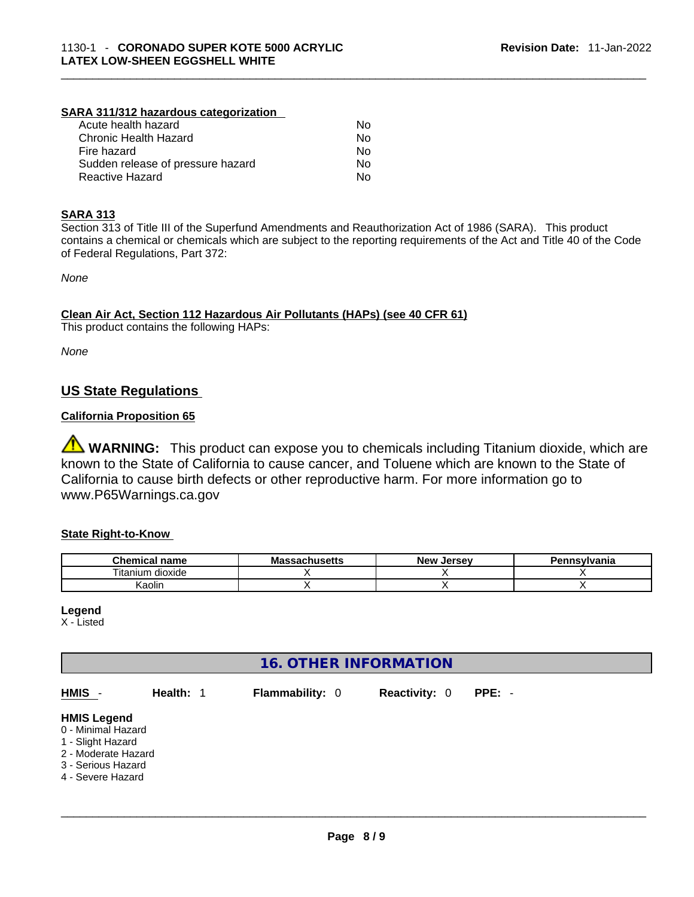**SARA 311/312 hazardous categorization**

| | |
|---|---|
| Acute health hazard | No |
| Chronic Health Hazard | No |
| Fire hazard | No |
| Sudden release of pressure hazard | No |
| Reactive Hazard | No |

**SARA 313**

Section 313 of Title III of the Superfund Amendments and Reauthorization Act of 1986 (SARA). This product contains a chemical or chemicals which are subject to the reporting requirements of the Act and Title 40 of the Code of Federal Regulations, Part 372:

*None*

**Clean Air Act, Section 112 Hazardous Air Pollutants (HAPs) (see 40 CFR 61)**

This product contains the following HAPs:

*None*

## US State Regulations

**California Proposition 65**

⚠ **WARNING:** This product can expose you to chemicals including Titanium dioxide, which are known to the State of California to cause cancer, and Toluene which are known to the State of California to cause birth defects or other reproductive harm. For more information go to www.P65Warnings.ca.gov

**State Right-to-Know**

| Chemical name | Massachusetts | New Jersey | Pennsylvania |
|---|---|---|---|
| Titanium dioxide | X | X | X |
| Kaolin | X | X | X |

**Legend**

X - Listed

## 16. OTHER INFORMATION

**HMIS** - **Health:** 1 **Flammability:** 0 **Reactivity:** 0 **PPE:** -

**HMIS Legend**

0 - Minimal Hazard
1 - Slight Hazard
2 - Moderate Hazard
3 - Serious Hazard
4 - Severe Hazard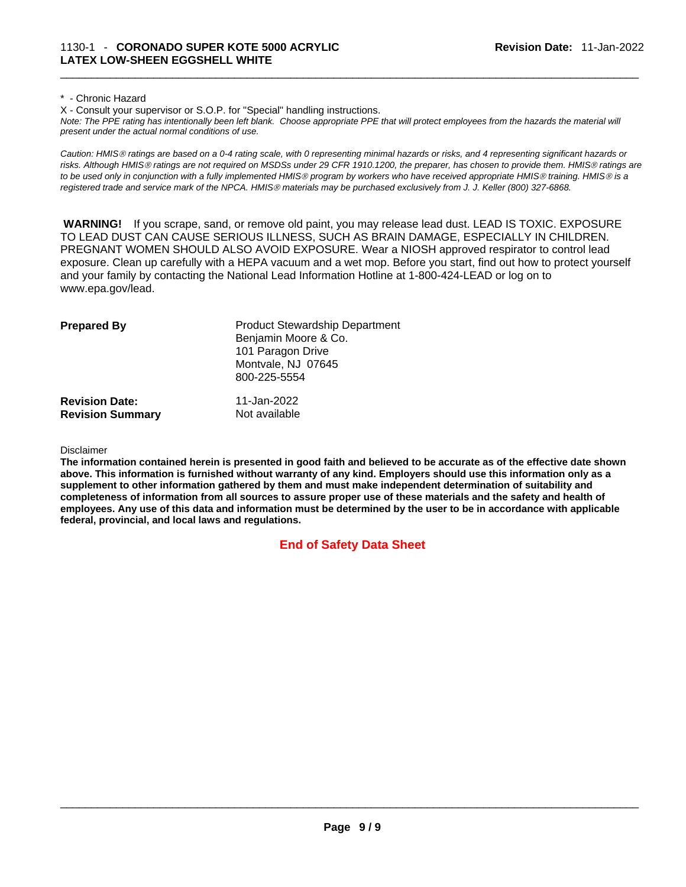* - Chronic Hazard

X - Consult your supervisor or S.O.P. for "Special" handling instructions.

*Note: The PPE rating has intentionally been left blank. Choose appropriate PPE that will protect employees from the hazards the material will present under the actual normal conditions of use.*

*Caution: HMIS® ratings are based on a 0-4 rating scale, with 0 representing minimal hazards or risks, and 4 representing significant hazards or risks. Although HMIS® ratings are not required on MSDSs under 29 CFR 1910.1200, the preparer, has chosen to provide them. HMIS® ratings are to be used only in conjunction with a fully implemented HMIS® program by workers who have received appropriate HMIS® training. HMIS® is a registered trade and service mark of the NPCA. HMIS® materials may be purchased exclusively from J. J. Keller (800) 327-6868.*

**WARNING!** If you scrape, sand, or remove old paint, you may release lead dust. LEAD IS TOXIC. EXPOSURE TO LEAD DUST CAN CAUSE SERIOUS ILLNESS, SUCH AS BRAIN DAMAGE, ESPECIALLY IN CHILDREN. PREGNANT WOMEN SHOULD ALSO AVOID EXPOSURE. Wear a NIOSH approved respirator to control lead exposure. Clean up carefully with a HEPA vacuum and a wet mop. Before you start, find out how to protect yourself and your family by contacting the National Lead Information Hotline at 1-800-424-LEAD or log on to www.epa.gov/lead.

| | |
|---|---|
| **Prepared By** | Product Stewardship Department<br>Benjamin Moore & Co.<br>101 Paragon Drive<br>Montvale, NJ 07645<br>800-225-5554 |
| **Revision Date:** | 11-Jan-2022 |
| **Revision Summary** | Not available |

Disclaimer

**The information contained herein is presented in good faith and believed to be accurate as of the effective date shown above. This information is furnished without warranty of any kind. Employers should use this information only as a supplement to other information gathered by them and must make independent determination of suitability and completeness of information from all sources to assure proper use of these materials and the safety and health of employees. Any use of this data and information must be determined by the user to be in accordance with applicable federal, provincial, and local laws and regulations.**

**End of Safety Data Sheet**